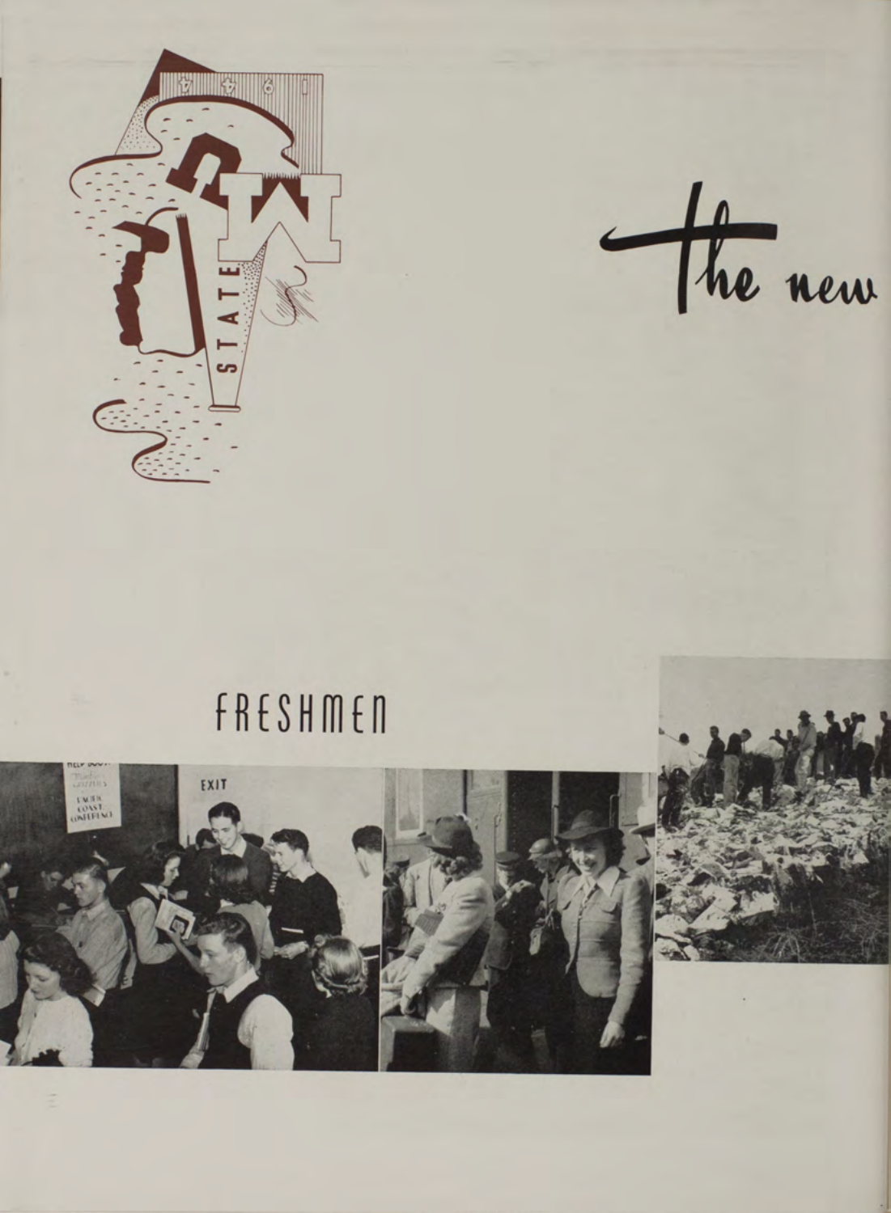the new

FRESHMEN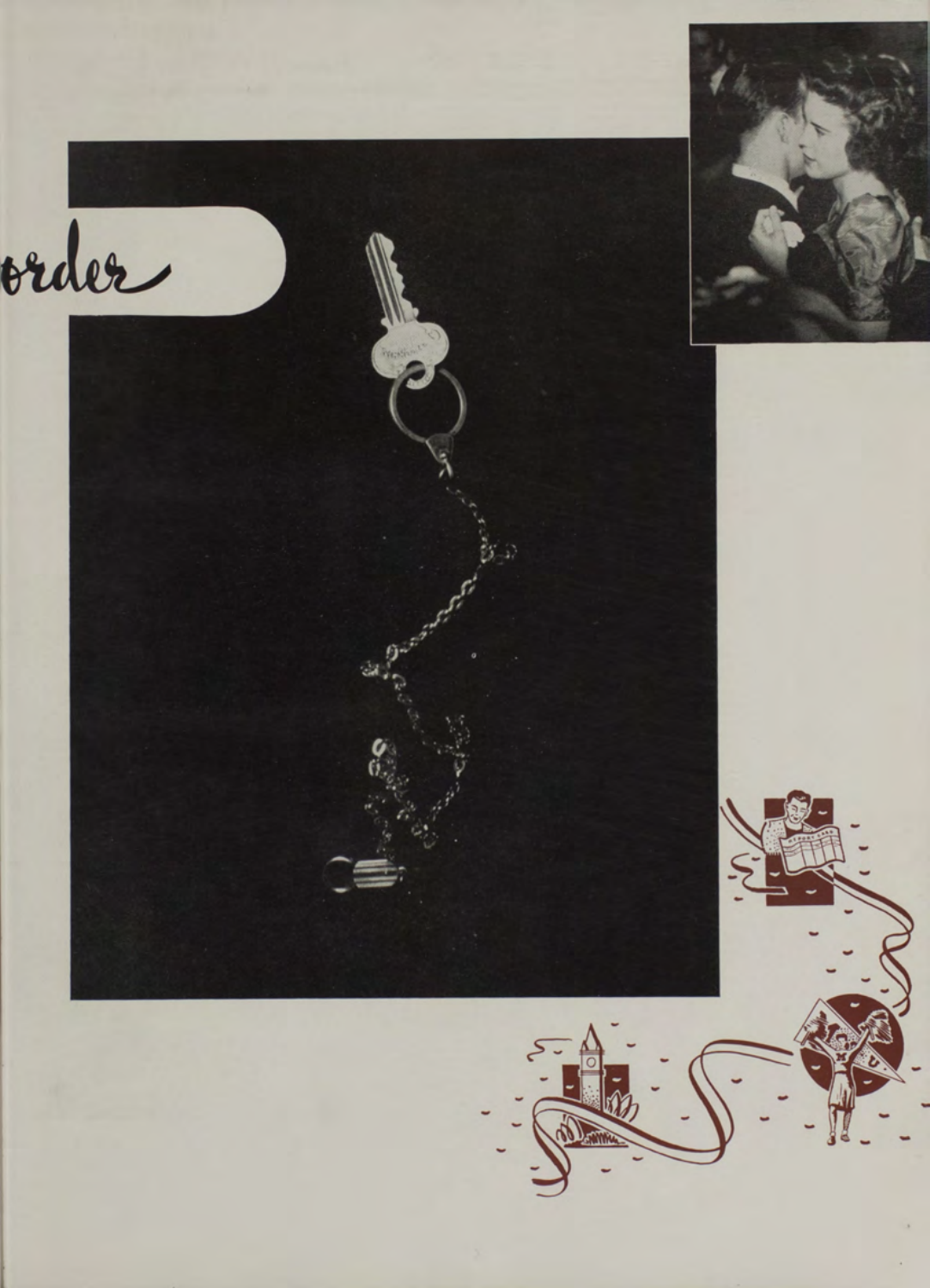order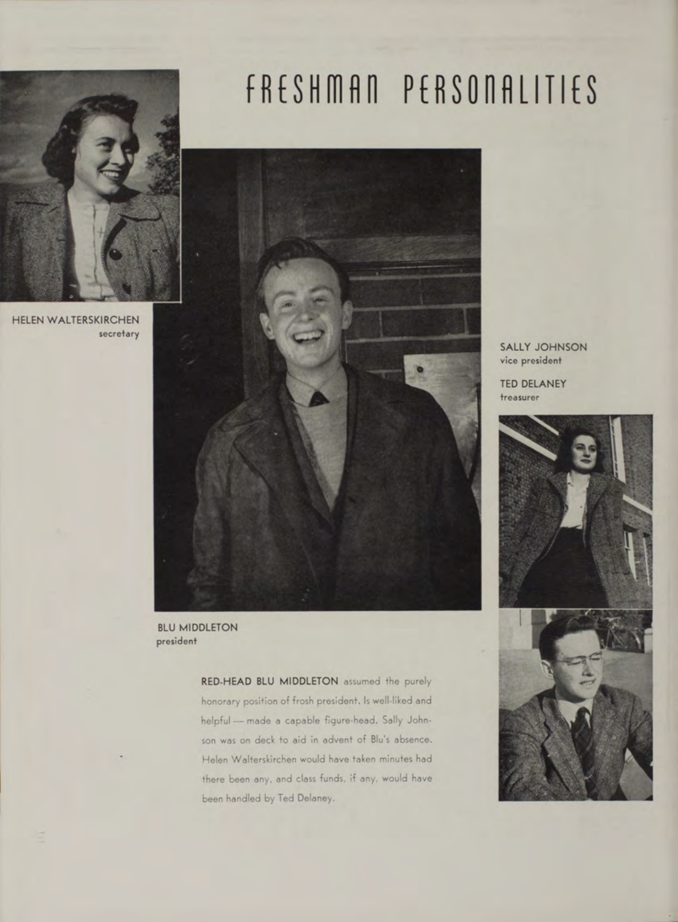# FRESHMAN PERSONALITIES

HELEN WALTERSKIRCHEN
secretary

BLU MIDDLETON
president

SALLY JOHNSON
vice president

TED DELANEY
treasurer

**RED-HEAD BLU MIDDLETON** assumed the purely honorary position of frosh president. Is well-liked and helpful — made a capable figure-head. Sally Johnson was on deck to aid in advent of Blu's absence. Helen Walterskirchen would have taken minutes had there been any, and class funds, if any, would have been handled by Ted Delaney.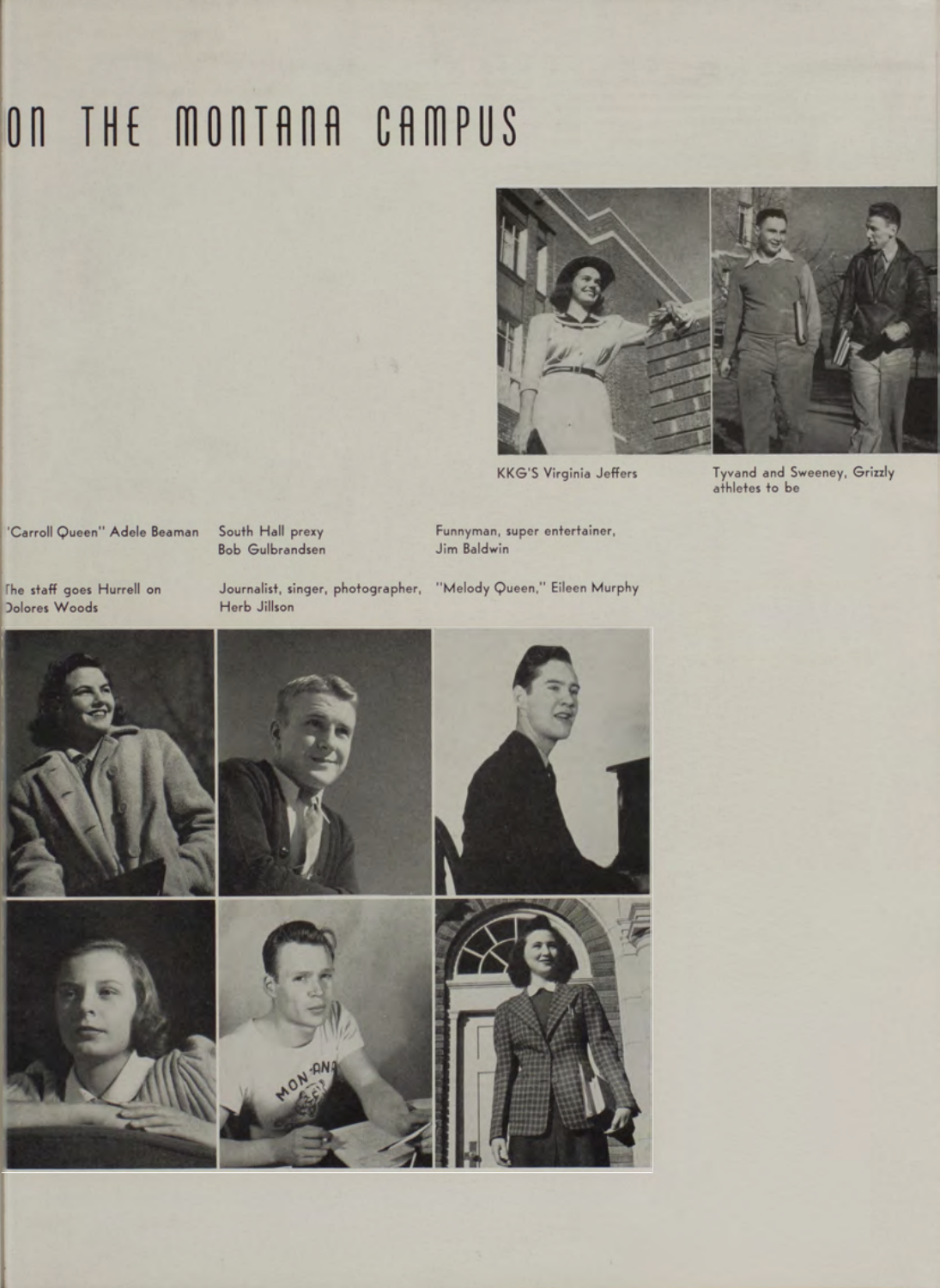# ON THE MONTANA CAMPUS

KKG'S Virginia Jeffers

Tyvand and Sweeney, Grizzly athletes to be

'Carroll Queen" Adele Beaman

South Hall prexy Bob Gulbrandsen

Funnyman, super entertainer, Jim Baldwin

The staff goes Hurrell on Dolores Woods

Journalist, singer, photographer, Herb Jillson

"Melody Queen," Eileen Murphy